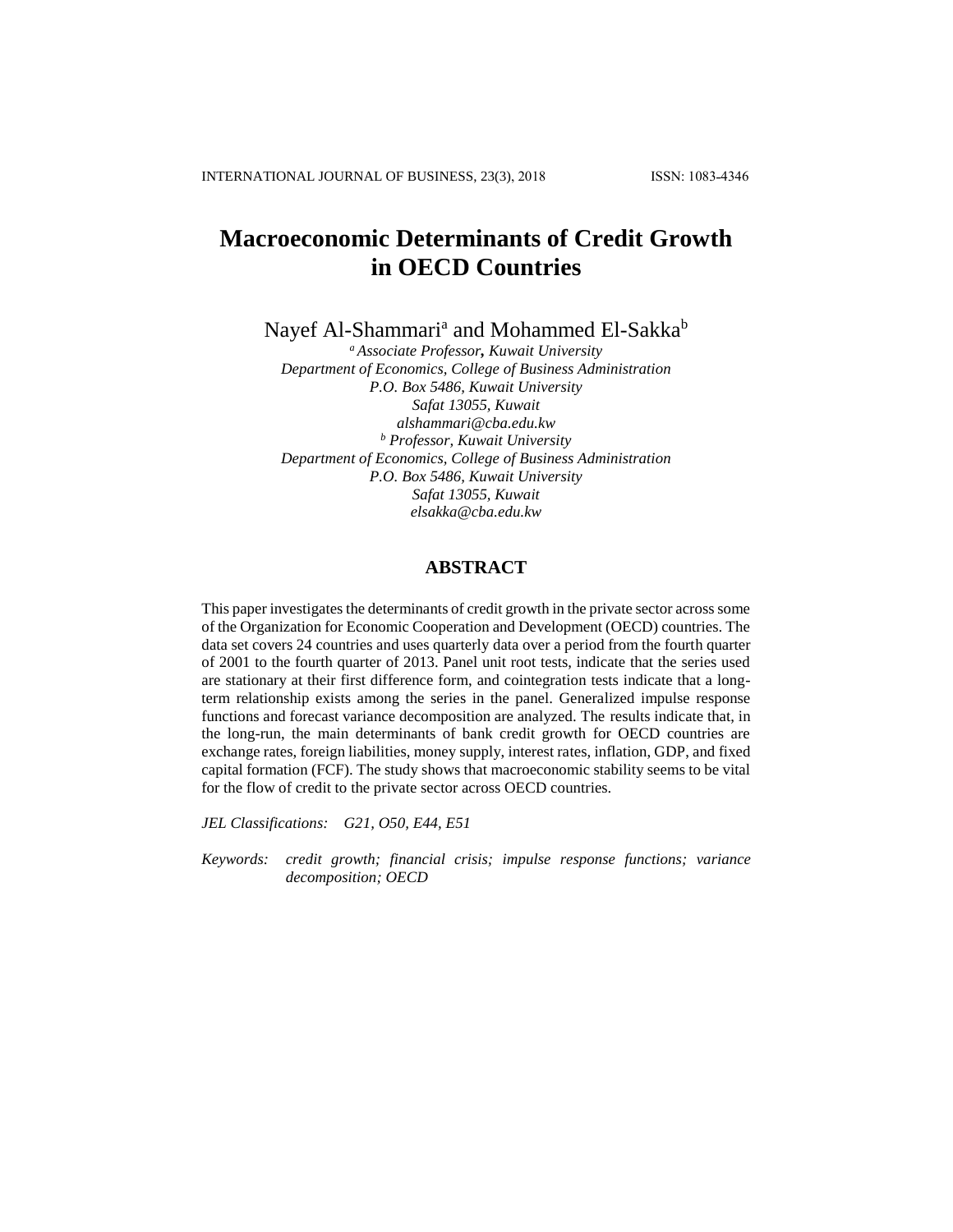# Macroeconomic Determinants of Credit Growth in OECD Countries

Nayef Al-Shammari[a] and Mohammed El-Sakka[b]

[a] *Associate Professor, Kuwait University*
*Department of Economics, College of Business Administration*
*P.O. Box 5486, Kuwait University*
*Safat 13055, Kuwait*
*alshammari@cba.edu.kw*

[b] *Professor, Kuwait University*
*Department of Economics, College of Business Administration*
*P.O. Box 5486, Kuwait University*
*Safat 13055, Kuwait*
*elsakka@cba.edu.kw*

## ABSTRACT

This paper investigates the determinants of credit growth in the private sector across some of the Organization for Economic Cooperation and Development (OECD) countries. The data set covers 24 countries and uses quarterly data over a period from the fourth quarter of 2001 to the fourth quarter of 2013. Panel unit root tests, indicate that the series used are stationary at their first difference form, and cointegration tests indicate that a long-term relationship exists among the series in the panel. Generalized impulse response functions and forecast variance decomposition are analyzed. The results indicate that, in the long-run, the main determinants of bank credit growth for OECD countries are exchange rates, foreign liabilities, money supply, interest rates, inflation, GDP, and fixed capital formation (FCF). The study shows that macroeconomic stability seems to be vital for the flow of credit to the private sector across OECD countries.

*JEL Classifications:* *G21, O50, E44, E51*

*Keywords:* *credit growth; financial crisis; impulse response functions; variance decomposition; OECD*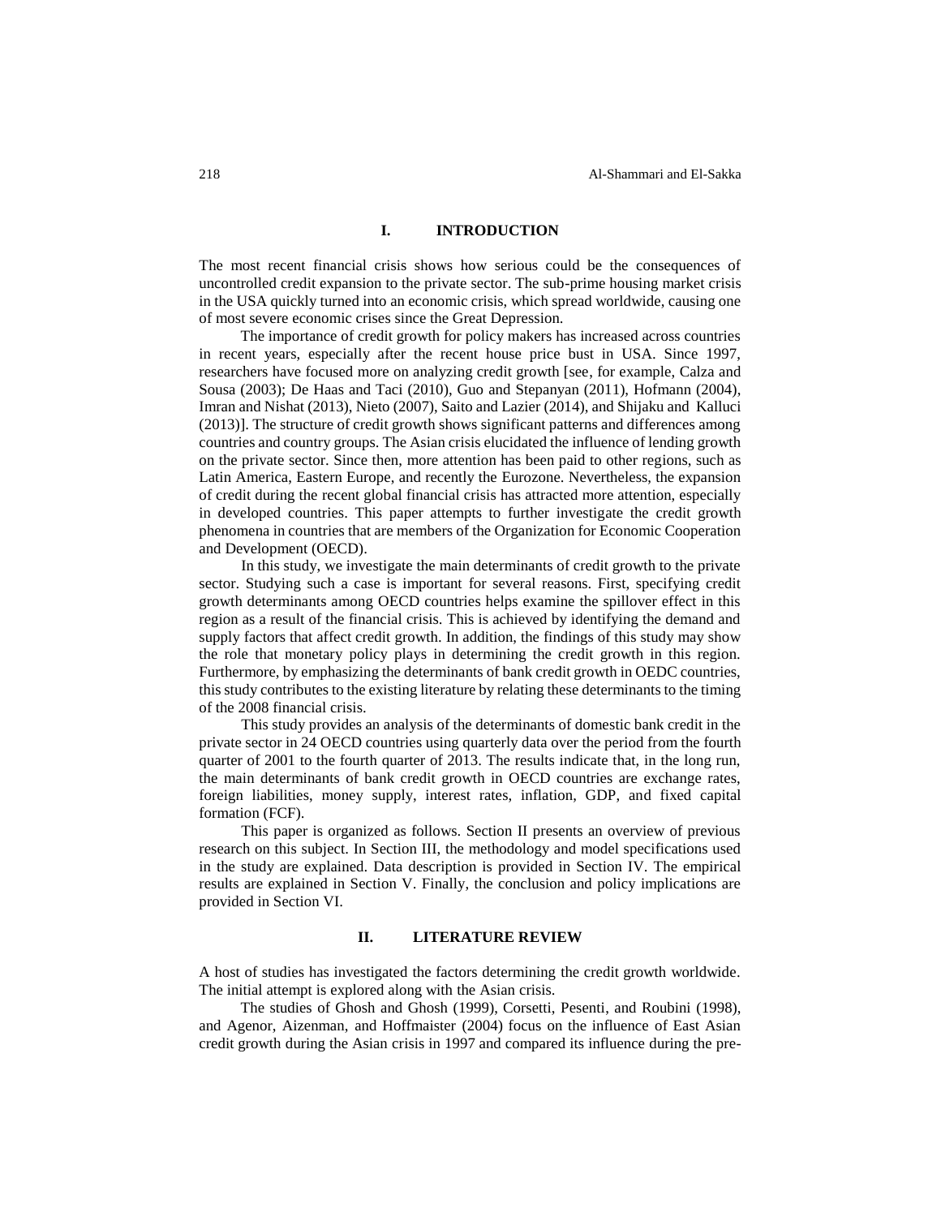## I. INTRODUCTION

The most recent financial crisis shows how serious could be the consequences of uncontrolled credit expansion to the private sector. The sub-prime housing market crisis in the USA quickly turned into an economic crisis, which spread worldwide, causing one of most severe economic crises since the Great Depression.

The importance of credit growth for policy makers has increased across countries in recent years, especially after the recent house price bust in USA. Since 1997, researchers have focused more on analyzing credit growth [see, for example, Calza and Sousa (2003); De Haas and Taci (2010), Guo and Stepanyan (2011), Hofmann (2004), Imran and Nishat (2013), Nieto (2007), Saito and Lazier (2014), and Shijaku and Kalluci (2013)]. The structure of credit growth shows significant patterns and differences among countries and country groups. The Asian crisis elucidated the influence of lending growth on the private sector. Since then, more attention has been paid to other regions, such as Latin America, Eastern Europe, and recently the Eurozone. Nevertheless, the expansion of credit during the recent global financial crisis has attracted more attention, especially in developed countries. This paper attempts to further investigate the credit growth phenomena in countries that are members of the Organization for Economic Cooperation and Development (OECD).

In this study, we investigate the main determinants of credit growth to the private sector. Studying such a case is important for several reasons. First, specifying credit growth determinants among OECD countries helps examine the spillover effect in this region as a result of the financial crisis. This is achieved by identifying the demand and supply factors that affect credit growth. In addition, the findings of this study may show the role that monetary policy plays in determining the credit growth in this region. Furthermore, by emphasizing the determinants of bank credit growth in OEDC countries, this study contributes to the existing literature by relating these determinants to the timing of the 2008 financial crisis.

This study provides an analysis of the determinants of domestic bank credit in the private sector in 24 OECD countries using quarterly data over the period from the fourth quarter of 2001 to the fourth quarter of 2013. The results indicate that, in the long run, the main determinants of bank credit growth in OECD countries are exchange rates, foreign liabilities, money supply, interest rates, inflation, GDP, and fixed capital formation (FCF).

This paper is organized as follows. Section II presents an overview of previous research on this subject. In Section III, the methodology and model specifications used in the study are explained. Data description is provided in Section IV. The empirical results are explained in Section V. Finally, the conclusion and policy implications are provided in Section VI.

## II. LITERATURE REVIEW

A host of studies has investigated the factors determining the credit growth worldwide. The initial attempt is explored along with the Asian crisis.

The studies of Ghosh and Ghosh (1999), Corsetti, Pesenti, and Roubini (1998), and Agenor, Aizenman, and Hoffmaister (2004) focus on the influence of East Asian credit growth during the Asian crisis in 1997 and compared its influence during the pre-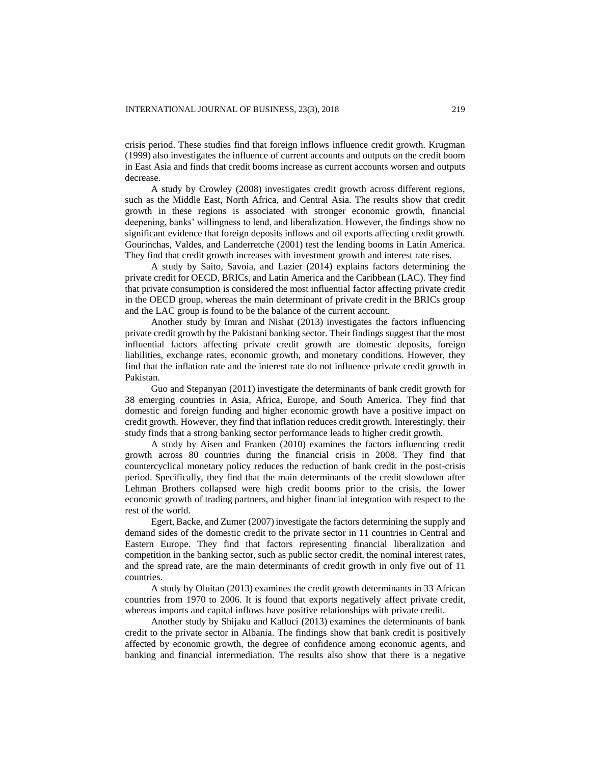crisis period. These studies find that foreign inflows influence credit growth. Krugman (1999) also investigates the influence of current accounts and outputs on the credit boom in East Asia and finds that credit booms increase as current accounts worsen and outputs decrease.

A study by Crowley (2008) investigates credit growth across different regions, such as the Middle East, North Africa, and Central Asia. The results show that credit growth in these regions is associated with stronger economic growth, financial deepening, banks' willingness to lend, and liberalization. However, the findings show no significant evidence that foreign deposits inflows and oil exports affecting credit growth. Gourinchas, Valdes, and Landerretche (2001) test the lending booms in Latin America. They find that credit growth increases with investment growth and interest rate rises.

A study by Saito, Savoia, and Lazier (2014) explains factors determining the private credit for OECD, BRICs, and Latin America and the Caribbean (LAC). They find that private consumption is considered the most influential factor affecting private credit in the OECD group, whereas the main determinant of private credit in the BRICs group and the LAC group is found to be the balance of the current account.

Another study by Imran and Nishat (2013) investigates the factors influencing private credit growth by the Pakistani banking sector. Their findings suggest that the most influential factors affecting private credit growth are domestic deposits, foreign liabilities, exchange rates, economic growth, and monetary conditions. However, they find that the inflation rate and the interest rate do not influence private credit growth in Pakistan.

Guo and Stepanyan (2011) investigate the determinants of bank credit growth for 38 emerging countries in Asia, Africa, Europe, and South America. They find that domestic and foreign funding and higher economic growth have a positive impact on credit growth. However, they find that inflation reduces credit growth. Interestingly, their study finds that a strong banking sector performance leads to higher credit growth.

A study by Aisen and Franken (2010) examines the factors influencing credit growth across 80 countries during the financial crisis in 2008. They find that countercyclical monetary policy reduces the reduction of bank credit in the post-crisis period. Specifically, they find that the main determinants of the credit slowdown after Lehman Brothers collapsed were high credit booms prior to the crisis, the lower economic growth of trading partners, and higher financial integration with respect to the rest of the world.

Egert, Backe, and Zumer (2007) investigate the factors determining the supply and demand sides of the domestic credit to the private sector in 11 countries in Central and Eastern Europe. They find that factors representing financial liberalization and competition in the banking sector, such as public sector credit, the nominal interest rates, and the spread rate, are the main determinants of credit growth in only five out of 11 countries.

A study by Oluitan (2013) examines the credit growth determinants in 33 African countries from 1970 to 2006. It is found that exports negatively affect private credit, whereas imports and capital inflows have positive relationships with private credit.

Another study by Shijaku and Kalluci (2013) examines the determinants of bank credit to the private sector in Albania. The findings show that bank credit is positively affected by economic growth, the degree of confidence among economic agents, and banking and financial intermediation. The results also show that there is a negative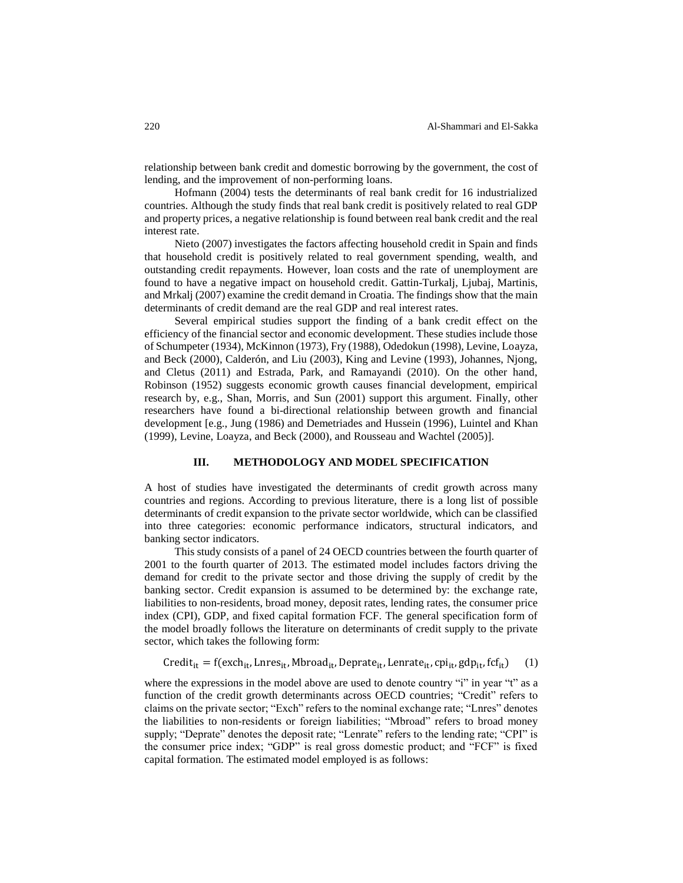relationship between bank credit and domestic borrowing by the government, the cost of lending, and the improvement of non-performing loans.

Hofmann (2004) tests the determinants of real bank credit for 16 industrialized countries. Although the study finds that real bank credit is positively related to real GDP and property prices, a negative relationship is found between real bank credit and the real interest rate.

Nieto (2007) investigates the factors affecting household credit in Spain and finds that household credit is positively related to real government spending, wealth, and outstanding credit repayments. However, loan costs and the rate of unemployment are found to have a negative impact on household credit. Gattin-Turkalj, Ljubaj, Martinis, and Mrkalj (2007) examine the credit demand in Croatia. The findings show that the main determinants of credit demand are the real GDP and real interest rates.

Several empirical studies support the finding of a bank credit effect on the efficiency of the financial sector and economic development. These studies include those of Schumpeter (1934), McKinnon (1973), Fry (1988), Odedokun (1998), Levine, Loayza, and Beck (2000), Calderón, and Liu (2003), King and Levine (1993), Johannes, Njong, and Cletus (2011) and Estrada, Park, and Ramayandi (2010). On the other hand, Robinson (1952) suggests economic growth causes financial development, empirical research by, e.g., Shan, Morris, and Sun (2001) support this argument. Finally, other researchers have found a bi-directional relationship between growth and financial development [e.g., Jung (1986) and Demetriades and Hussein (1996), Luintel and Khan (1999), Levine, Loayza, and Beck (2000), and Rousseau and Wachtel (2005)].

## III. METHODOLOGY AND MODEL SPECIFICATION

A host of studies have investigated the determinants of credit growth across many countries and regions. According to previous literature, there is a long list of possible determinants of credit expansion to the private sector worldwide, which can be classified into three categories: economic performance indicators, structural indicators, and banking sector indicators.

This study consists of a panel of 24 OECD countries between the fourth quarter of 2001 to the fourth quarter of 2013. The estimated model includes factors driving the demand for credit to the private sector and those driving the supply of credit by the banking sector. Credit expansion is assumed to be determined by: the exchange rate, liabilities to non-residents, broad money, deposit rates, lending rates, the consumer price index (CPI), GDP, and fixed capital formation FCF. The general specification form of the model broadly follows the literature on determinants of credit supply to the private sector, which takes the following form:

$$\mathrm{Credit}_{it} = \mathrm{f}(\mathrm{exch}_{it}, \mathrm{Lnres}_{it}, \mathrm{Mbroad}_{it}, \mathrm{Deprate}_{it}, \mathrm{Lenrate}_{it}, \mathrm{cpi}_{it}, \mathrm{gdp}_{it}, \mathrm{fcf}_{it}) \quad (1)$$

where the expressions in the model above are used to denote country "i" in year "t" as a function of the credit growth determinants across OECD countries; "Credit" refers to claims on the private sector; "Exch" refers to the nominal exchange rate; "Lnres" denotes the liabilities to non-residents or foreign liabilities; "Mbroad" refers to broad money supply; "Deprate" denotes the deposit rate; "Lenrate" refers to the lending rate; "CPI" is the consumer price index; "GDP" is real gross domestic product; and "FCF" is fixed capital formation. The estimated model employed is as follows: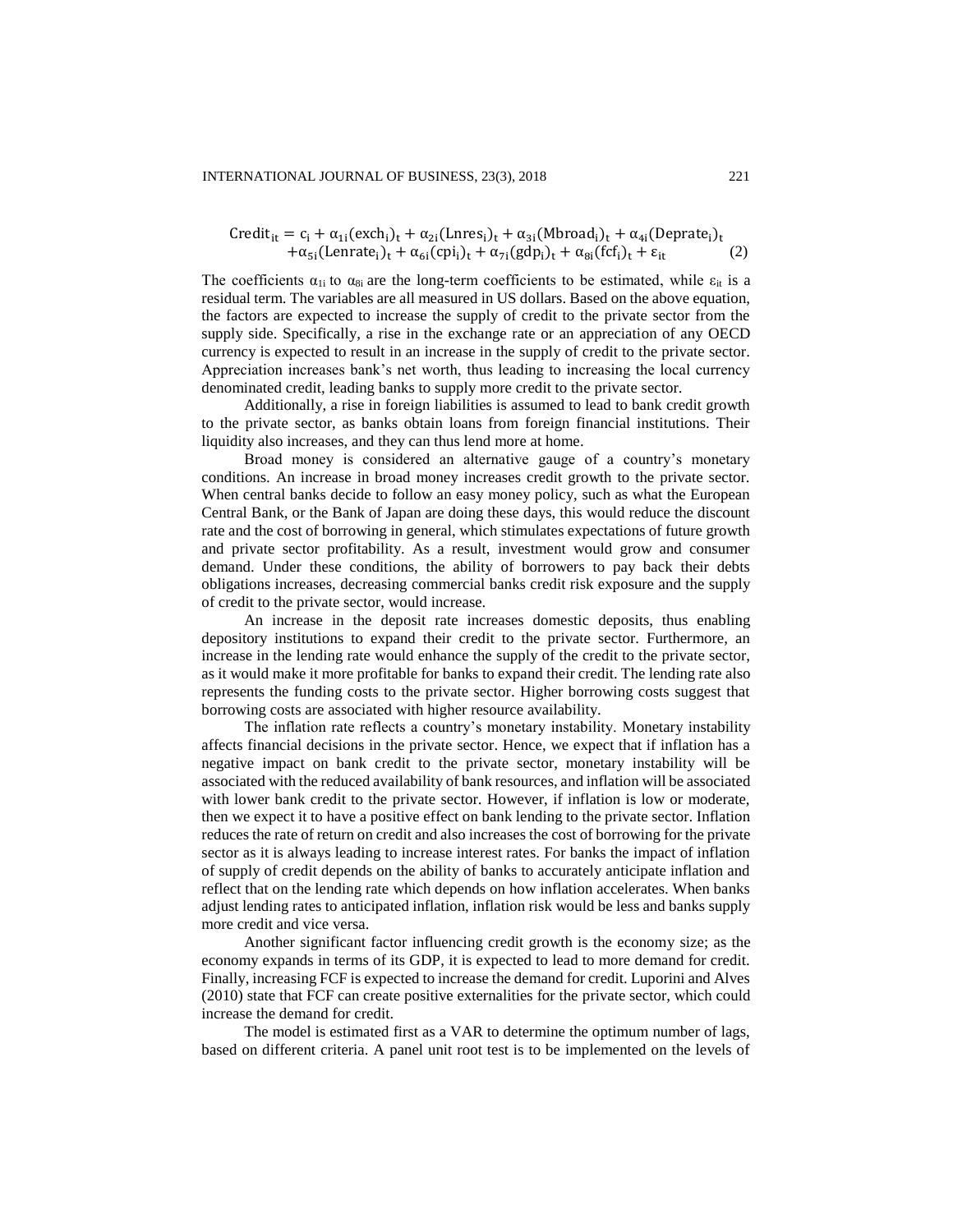$$\text{Credit}_{it} = c_i + \alpha_{1i}(\text{exch}_i)_t + \alpha_{2i}(\text{Lnres}_i)_t + \alpha_{3i}(\text{Mbroad}_i)_t + \alpha_{4i}(\text{Deprate}_i)_t + \alpha_{5i}(\text{Lenrate}_i)_t + \alpha_{6i}(\text{cpi}_i)_t + \alpha_{7i}(\text{gdp}_i)_t + \alpha_{8i}(\text{fcf}_i)_t + \varepsilon_{it} \quad (2)$$

The coefficients $\alpha_{1i}$ to $\alpha_{8i}$ are the long-term coefficients to be estimated, while $\varepsilon_{it}$ is a residual term. The variables are all measured in US dollars. Based on the above equation, the factors are expected to increase the supply of credit to the private sector from the supply side. Specifically, a rise in the exchange rate or an appreciation of any OECD currency is expected to result in an increase in the supply of credit to the private sector. Appreciation increases bank's net worth, thus leading to increasing the local currency denominated credit, leading banks to supply more credit to the private sector.

Additionally, a rise in foreign liabilities is assumed to lead to bank credit growth to the private sector, as banks obtain loans from foreign financial institutions. Their liquidity also increases, and they can thus lend more at home.

Broad money is considered an alternative gauge of a country's monetary conditions. An increase in broad money increases credit growth to the private sector. When central banks decide to follow an easy money policy, such as what the European Central Bank, or the Bank of Japan are doing these days, this would reduce the discount rate and the cost of borrowing in general, which stimulates expectations of future growth and private sector profitability. As a result, investment would grow and consumer demand. Under these conditions, the ability of borrowers to pay back their debts obligations increases, decreasing commercial banks credit risk exposure and the supply of credit to the private sector, would increase.

An increase in the deposit rate increases domestic deposits, thus enabling depository institutions to expand their credit to the private sector. Furthermore, an increase in the lending rate would enhance the supply of the credit to the private sector, as it would make it more profitable for banks to expand their credit. The lending rate also represents the funding costs to the private sector. Higher borrowing costs suggest that borrowing costs are associated with higher resource availability.

The inflation rate reflects a country's monetary instability. Monetary instability affects financial decisions in the private sector. Hence, we expect that if inflation has a negative impact on bank credit to the private sector, monetary instability will be associated with the reduced availability of bank resources, and inflation will be associated with lower bank credit to the private sector. However, if inflation is low or moderate, then we expect it to have a positive effect on bank lending to the private sector. Inflation reduces the rate of return on credit and also increases the cost of borrowing for the private sector as it is always leading to increase interest rates. For banks the impact of inflation of supply of credit depends on the ability of banks to accurately anticipate inflation and reflect that on the lending rate which depends on how inflation accelerates. When banks adjust lending rates to anticipated inflation, inflation risk would be less and banks supply more credit and vice versa.

Another significant factor influencing credit growth is the economy size; as the economy expands in terms of its GDP, it is expected to lead to more demand for credit. Finally, increasing FCF is expected to increase the demand for credit. Luporini and Alves (2010) state that FCF can create positive externalities for the private sector, which could increase the demand for credit.

The model is estimated first as a VAR to determine the optimum number of lags, based on different criteria. A panel unit root test is to be implemented on the levels of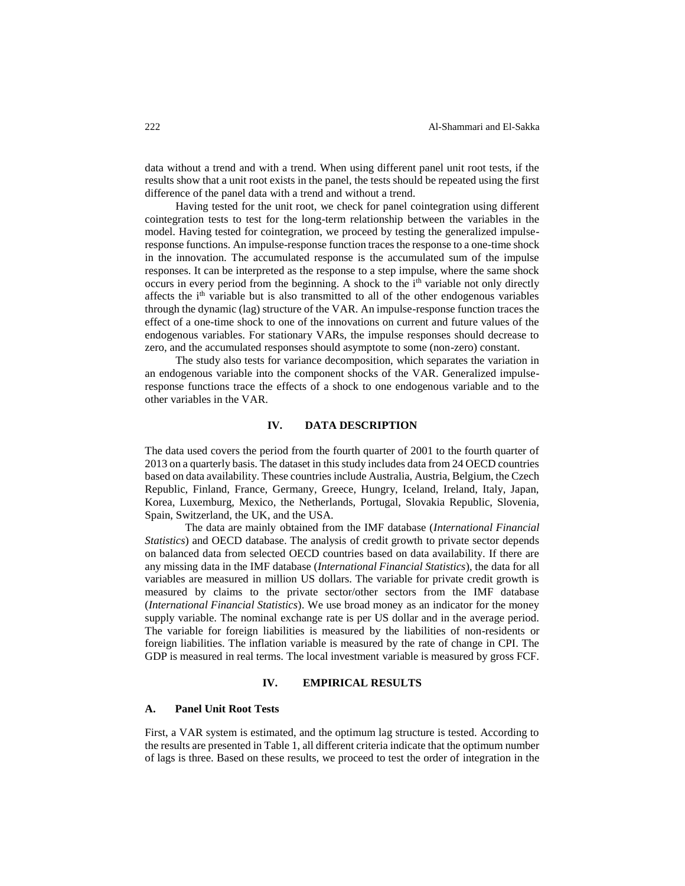data without a trend and with a trend. When using different panel unit root tests, if the results show that a unit root exists in the panel, the tests should be repeated using the first difference of the panel data with a trend and without a trend.

Having tested for the unit root, we check for panel cointegration using different cointegration tests to test for the long-term relationship between the variables in the model. Having tested for cointegration, we proceed by testing the generalized impulse-response functions. An impulse-response function traces the response to a one-time shock in the innovation. The accumulated response is the accumulated sum of the impulse responses. It can be interpreted as the response to a step impulse, where the same shock occurs in every period from the beginning. A shock to the $i^{th}$ variable not only directly affects the $i^{th}$ variable but is also transmitted to all of the other endogenous variables through the dynamic (lag) structure of the VAR. An impulse-response function traces the effect of a one-time shock to one of the innovations on current and future values of the endogenous variables. For stationary VARs, the impulse responses should decrease to zero, and the accumulated responses should asymptote to some (non-zero) constant.

The study also tests for variance decomposition, which separates the variation in an endogenous variable into the component shocks of the VAR. Generalized impulse-response functions trace the effects of a shock to one endogenous variable and to the other variables in the VAR.

## IV. DATA DESCRIPTION

The data used covers the period from the fourth quarter of 2001 to the fourth quarter of 2013 on a quarterly basis. The dataset in this study includes data from 24 OECD countries based on data availability. These countries include Australia, Austria, Belgium, the Czech Republic, Finland, France, Germany, Greece, Hungry, Iceland, Ireland, Italy, Japan, Korea, Luxemburg, Mexico, the Netherlands, Portugal, Slovakia Republic, Slovenia, Spain, Switzerland, the UK, and the USA.

The data are mainly obtained from the IMF database (*International Financial Statistics*) and OECD database. The analysis of credit growth to private sector depends on balanced data from selected OECD countries based on data availability. If there are any missing data in the IMF database (*International Financial Statistics*), the data for all variables are measured in million US dollars. The variable for private credit growth is measured by claims to the private sector/other sectors from the IMF database (*International Financial Statistics*). We use broad money as an indicator for the money supply variable. The nominal exchange rate is per US dollar and in the average period. The variable for foreign liabilities is measured by the liabilities of non-residents or foreign liabilities. The inflation variable is measured by the rate of change in CPI. The GDP is measured in real terms. The local investment variable is measured by gross FCF.

## IV. EMPIRICAL RESULTS

### A. Panel Unit Root Tests

First, a VAR system is estimated, and the optimum lag structure is tested. According to the results are presented in Table 1, all different criteria indicate that the optimum number of lags is three. Based on these results, we proceed to test the order of integration in the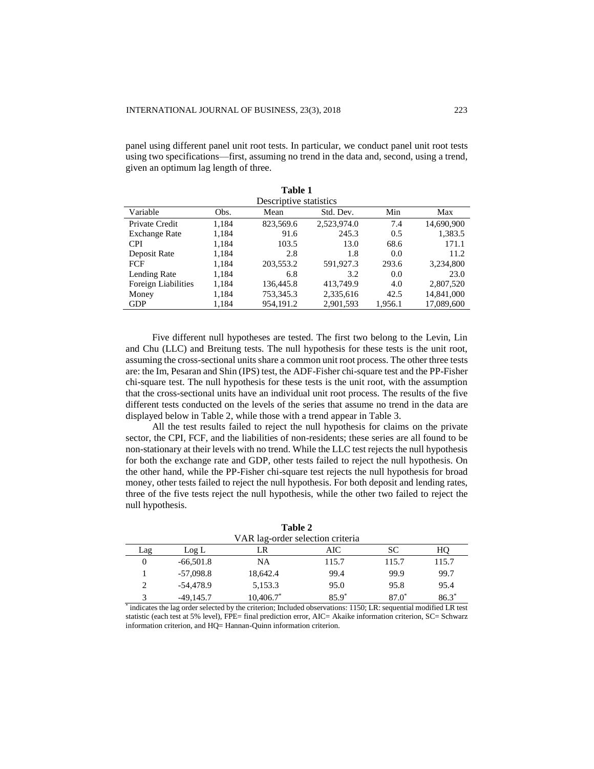panel using different panel unit root tests. In particular, we conduct panel unit root tests using two specifications—first, assuming no trend in the data and, second, using a trend, given an optimum lag length of three.

**Table 1**
Descriptive statistics

| Variable | Obs. | Mean | Std. Dev. | Min | Max |
|---|---|---|---|---|---|
| Private Credit | 1,184 | 823,569.6 | 2,523,974.0 | 7.4 | 14,690,900 |
| Exchange Rate | 1,184 | 91.6 | 245.3 | 0.5 | 1,383.5 |
| CPI | 1,184 | 103.5 | 13.0 | 68.6 | 171.1 |
| Deposit Rate | 1,184 | 2.8 | 1.8 | 0.0 | 11.2 |
| FCF | 1,184 | 203,553.2 | 591,927.3 | 293.6 | 3,234,800 |
| Lending Rate | 1,184 | 6.8 | 3.2 | 0.0 | 23.0 |
| Foreign Liabilities | 1,184 | 136,445.8 | 413,749.9 | 4.0 | 2,807,520 |
| Money | 1,184 | 753,345.3 | 2,335,616 | 42.5 | 14,841,000 |
| GDP | 1,184 | 954,191.2 | 2,901,593 | 1,956.1 | 17,089,600 |

Five different null hypotheses are tested. The first two belong to the Levin, Lin and Chu (LLC) and Breitung tests. The null hypothesis for these tests is the unit root, assuming the cross-sectional units share a common unit root process. The other three tests are: the Im, Pesaran and Shin (IPS) test, the ADF-Fisher chi-square test and the PP-Fisher chi-square test. The null hypothesis for these tests is the unit root, with the assumption that the cross-sectional units have an individual unit root process. The results of the five different tests conducted on the levels of the series that assume no trend in the data are displayed below in Table 2, while those with a trend appear in Table 3.

All the test results failed to reject the null hypothesis for claims on the private sector, the CPI, FCF, and the liabilities of non-residents; these series are all found to be non-stationary at their levels with no trend. While the LLC test rejects the null hypothesis for both the exchange rate and GDP, other tests failed to reject the null hypothesis. On the other hand, while the PP-Fisher chi-square test rejects the null hypothesis for broad money, other tests failed to reject the null hypothesis. For both deposit and lending rates, three of the five tests reject the null hypothesis, while the other two failed to reject the null hypothesis.

**Table 2**
VAR lag-order selection criteria

| Lag | Log L | LR | AIC | SC | HQ |
|---|---|---|---|---|---|
| 0 | -66,501.8 | NA | 115.7 | 115.7 | 115.7 |
| 1 | -57,098.8 | 18,642.4 | 99.4 | 99.9 | 99.7 |
| 2 | -54,478.9 | 5,153.3 | 95.0 | 95.8 | 95.4 |
| 3 | -49,145.7 | 10,406.7* | 85.9* | 87.0* | 86.3* |

\* indicates the lag order selected by the criterion; Included observations: 1150; LR: sequential modified LR test statistic (each test at 5% level), FPE= final prediction error, AIC= Akaike information criterion, SC= Schwarz information criterion, and HQ= Hannan-Quinn information criterion.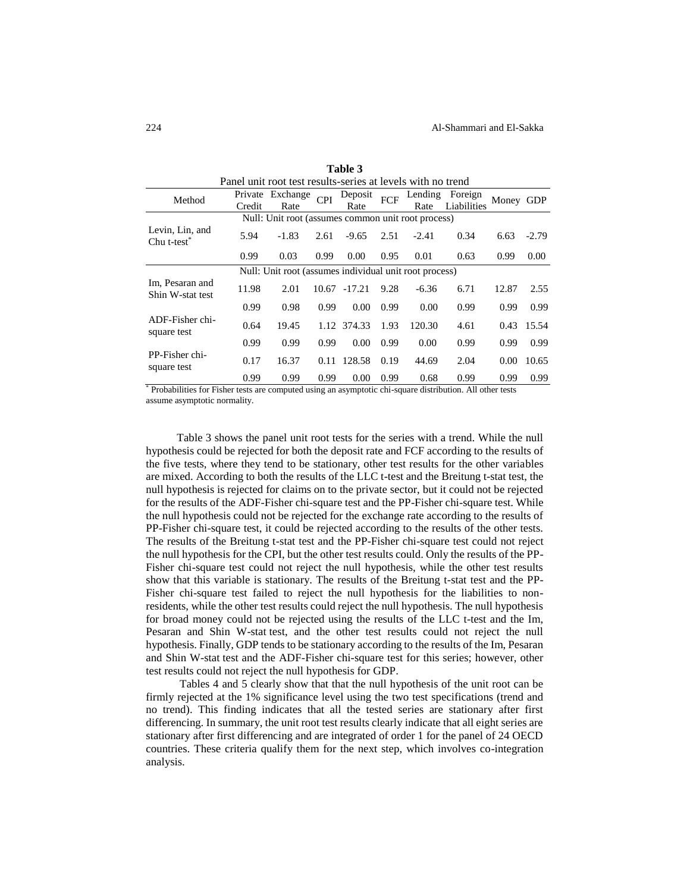**Table 3**

Panel unit root test results-series at levels with no trend

| Method | Private Credit | Exchange Rate | CPI | Deposit Rate | FCF | Lending Rate | Foreign Liabilities | Money | GDP |
|---|---|---|---|---|---|---|---|---|---|
| Null: Unit root (assumes common unit root process) | | | | | | | | | |
| Levin, Lin, and Chu t-test* | 5.94 | -1.83 | 2.61 | -9.65 | 2.51 | -2.41 | 0.34 | 6.63 | -2.79 |
| | 0.99 | 0.03 | 0.99 | 0.00 | 0.95 | 0.01 | 0.63 | 0.99 | 0.00 |
| Null: Unit root (assumes individual unit root process) | | | | | | | | | |
| Im, Pesaran and Shin W-stat test | 11.98 | 2.01 | 10.67 | -17.21 | 9.28 | -6.36 | 6.71 | 12.87 | 2.55 |
| | 0.99 | 0.98 | 0.99 | 0.00 | 0.99 | 0.00 | 0.99 | 0.99 | 0.99 |
| ADF-Fisher chi-square test | 0.64 | 19.45 | 1.12 | 374.33 | 1.93 | 120.30 | 4.61 | 0.43 | 15.54 |
| | 0.99 | 0.99 | 0.99 | 0.00 | 0.99 | 0.00 | 0.99 | 0.99 | 0.99 |
| PP-Fisher chi-square test | 0.17 | 16.37 | 0.11 | 128.58 | 0.19 | 44.69 | 2.04 | 0.00 | 10.65 |
| | 0.99 | 0.99 | 0.99 | 0.00 | 0.99 | 0.68 | 0.99 | 0.99 | 0.99 |

* Probabilities for Fisher tests are computed using an asymptotic chi-square distribution. All other tests assume asymptotic normality.

Table 3 shows the panel unit root tests for the series with a trend. While the null hypothesis could be rejected for both the deposit rate and FCF according to the results of the five tests, where they tend to be stationary, other test results for the other variables are mixed. According to both the results of the LLC t-test and the Breitung t-stat test, the null hypothesis is rejected for claims on to the private sector, but it could not be rejected for the results of the ADF-Fisher chi-square test and the PP-Fisher chi-square test. While the null hypothesis could not be rejected for the exchange rate according to the results of PP-Fisher chi-square test, it could be rejected according to the results of the other tests. The results of the Breitung t-stat test and the PP-Fisher chi-square test could not reject the null hypothesis for the CPI, but the other test results could. Only the results of the PP-Fisher chi-square test could not reject the null hypothesis, while the other test results show that this variable is stationary. The results of the Breitung t-stat test and the PP-Fisher chi-square test failed to reject the null hypothesis for the liabilities to non-residents, while the other test results could reject the null hypothesis. The null hypothesis for broad money could not be rejected using the results of the LLC t-test and the Im, Pesaran and Shin W-stat test, and the other test results could not reject the null hypothesis. Finally, GDP tends to be stationary according to the results of the Im, Pesaran and Shin W-stat test and the ADF-Fisher chi-square test for this series; however, other test results could not reject the null hypothesis for GDP.

Tables 4 and 5 clearly show that that the null hypothesis of the unit root can be firmly rejected at the 1% significance level using the two test specifications (trend and no trend). This finding indicates that all the tested series are stationary after first differencing. In summary, the unit root test results clearly indicate that all eight series are stationary after first differencing and are integrated of order 1 for the panel of 24 OECD countries. These criteria qualify them for the next step, which involves co-integration analysis.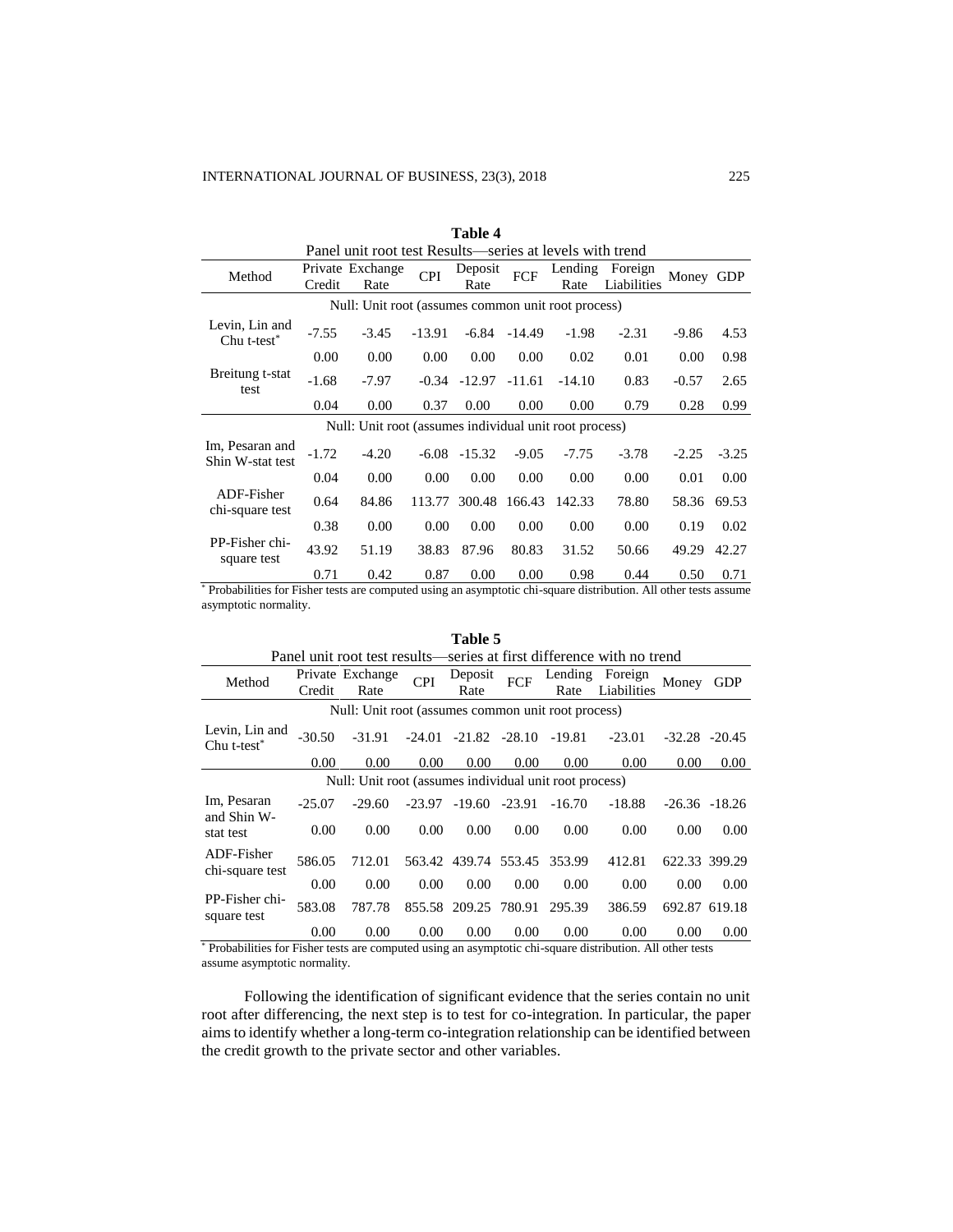**Table 4**

Panel unit root test Results—series at levels with trend

| Method | Private Credit | Exchange Rate | CPI | Deposit Rate | FCF | Lending Rate | Foreign Liabilities | Money | GDP |
|---|---|---|---|---|---|---|---|---|---|
| Null: Unit root (assumes common unit root process) | | | | | | | | | |
| Levin, Lin and Chu t-test* | -7.55 | -3.45 | -13.91 | -6.84 | -14.49 | -1.98 | -2.31 | -9.86 | 4.53 |
| | 0.00 | 0.00 | 0.00 | 0.00 | 0.00 | 0.02 | 0.01 | 0.00 | 0.98 |
| Breitung t-stat test | -1.68 | -7.97 | -0.34 | -12.97 | -11.61 | -14.10 | 0.83 | -0.57 | 2.65 |
| | 0.04 | 0.00 | 0.37 | 0.00 | 0.00 | 0.00 | 0.79 | 0.28 | 0.99 |
| Null: Unit root (assumes individual unit root process) | | | | | | | | | |
| Im, Pesaran and Shin W-stat test | -1.72 | -4.20 | -6.08 | -15.32 | -9.05 | -7.75 | -3.78 | -2.25 | -3.25 |
| | 0.04 | 0.00 | 0.00 | 0.00 | 0.00 | 0.00 | 0.00 | 0.01 | 0.00 |
| ADF-Fisher chi-square test | 0.64 | 84.86 | 113.77 | 300.48 | 166.43 | 142.33 | 78.80 | 58.36 | 69.53 |
| | 0.38 | 0.00 | 0.00 | 0.00 | 0.00 | 0.00 | 0.00 | 0.19 | 0.02 |
| PP-Fisher chi-square test | 43.92 | 51.19 | 38.83 | 87.96 | 80.83 | 31.52 | 50.66 | 49.29 | 42.27 |
| | 0.71 | 0.42 | 0.87 | 0.00 | 0.00 | 0.98 | 0.44 | 0.50 | 0.71 |

* Probabilities for Fisher tests are computed using an asymptotic chi-square distribution. All other tests assume asymptotic normality.

**Table 5**

Panel unit root test results—series at first difference with no trend

| Method | Private Credit | Exchange Rate | CPI | Deposit Rate | FCF | Lending Rate | Foreign Liabilities | Money | GDP |
|---|---|---|---|---|---|---|---|---|---|
| Null: Unit root (assumes common unit root process) | | | | | | | | | |
| Levin, Lin and Chu t-test* | -30.50 | -31.91 | -24.01 | -21.82 | -28.10 | -19.81 | -23.01 | -32.28 | -20.45 |
| | 0.00 | 0.00 | 0.00 | 0.00 | 0.00 | 0.00 | 0.00 | 0.00 | 0.00 |
| Null: Unit root (assumes individual unit root process) | | | | | | | | | |
| Im, Pesaran and Shin W-stat test | -25.07 | -29.60 | -23.97 | -19.60 | -23.91 | -16.70 | -18.88 | -26.36 | -18.26 |
| | 0.00 | 0.00 | 0.00 | 0.00 | 0.00 | 0.00 | 0.00 | 0.00 | 0.00 |
| ADF-Fisher chi-square test | 586.05 | 712.01 | 563.42 | 439.74 | 553.45 | 353.99 | 412.81 | 622.33 | 399.29 |
| | 0.00 | 0.00 | 0.00 | 0.00 | 0.00 | 0.00 | 0.00 | 0.00 | 0.00 |
| PP-Fisher chi-square test | 583.08 | 787.78 | 855.58 | 209.25 | 780.91 | 295.39 | 386.59 | 692.87 | 619.18 |
| | 0.00 | 0.00 | 0.00 | 0.00 | 0.00 | 0.00 | 0.00 | 0.00 | 0.00 |

* Probabilities for Fisher tests are computed using an asymptotic chi-square distribution. All other tests assume asymptotic normality.

Following the identification of significant evidence that the series contain no unit root after differencing, the next step is to test for co-integration. In particular, the paper aims to identify whether a long-term co-integration relationship can be identified between the credit growth to the private sector and other variables.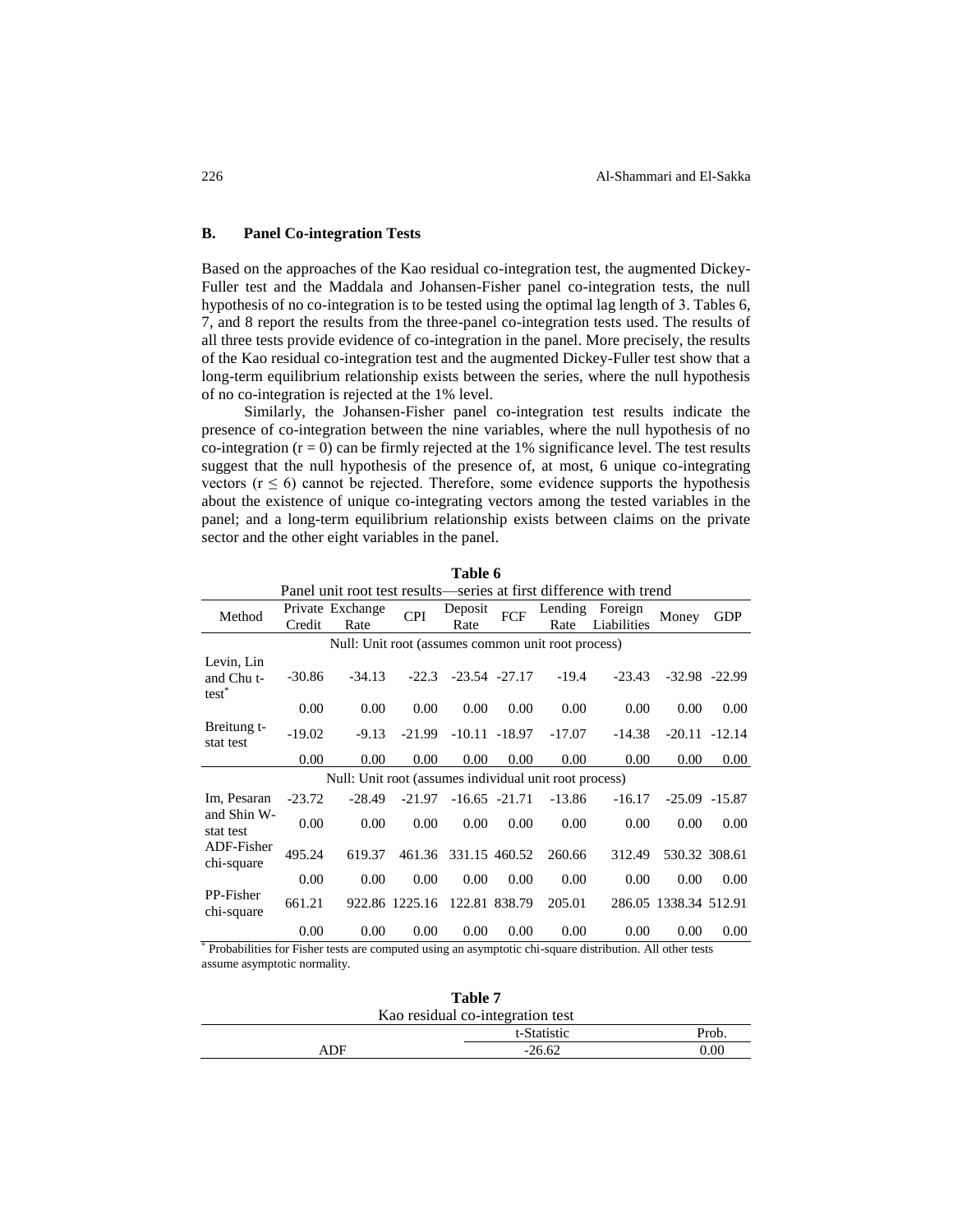### B. Panel Co-integration Tests

Based on the approaches of the Kao residual co-integration test, the augmented Dickey-Fuller test and the Maddala and Johansen-Fisher panel co-integration tests, the null hypothesis of no co-integration is to be tested using the optimal lag length of 3. Tables 6, 7, and 8 report the results from the three-panel co-integration tests used. The results of all three tests provide evidence of co-integration in the panel. More precisely, the results of the Kao residual co-integration test and the augmented Dickey-Fuller test show that a long-term equilibrium relationship exists between the series, where the null hypothesis of no co-integration is rejected at the 1% level.

Similarly, the Johansen-Fisher panel co-integration test results indicate the presence of co-integration between the nine variables, where the null hypothesis of no co-integration ($r = 0$) can be firmly rejected at the 1% significance level. The test results suggest that the null hypothesis of the presence of, at most, 6 unique co-integrating vectors ($r \leq 6$) cannot be rejected. Therefore, some evidence supports the hypothesis about the existence of unique co-integrating vectors among the tested variables in the panel; and a long-term equilibrium relationship exists between claims on the private sector and the other eight variables in the panel.

**Table 6**

Panel unit root test results—series at first difference with trend

| Method | Private Credit | Exchange Rate | CPI | Deposit Rate | FCF | Lending Rate | Foreign Liabilities | Money | GDP |
|---|---|---|---|---|---|---|---|---|---|
| Null: Unit root (assumes common unit root process) | | | | | | | | | |
| Levin, Lin and Chu t-test* | -30.86 | -34.13 | -22.3 | -23.54 | -27.17 | -19.4 | -23.43 | -32.98 | -22.99 |
| | 0.00 | 0.00 | 0.00 | 0.00 | 0.00 | 0.00 | 0.00 | 0.00 | 0.00 |
| Breitung t-stat test | -19.02 | -9.13 | -21.99 | -10.11 | -18.97 | -17.07 | -14.38 | -20.11 | -12.14 |
| | 0.00 | 0.00 | 0.00 | 0.00 | 0.00 | 0.00 | 0.00 | 0.00 | 0.00 |
| Null: Unit root (assumes individual unit root process) | | | | | | | | | |
| Im, Pesaran and Shin W-stat test | -23.72 | -28.49 | -21.97 | -16.65 | -21.71 | -13.86 | -16.17 | -25.09 | -15.87 |
| | 0.00 | 0.00 | 0.00 | 0.00 | 0.00 | 0.00 | 0.00 | 0.00 | 0.00 |
| ADF-Fisher chi-square | 495.24 | 619.37 | 461.36 | 331.15 | 460.52 | 260.66 | 312.49 | 530.32 | 308.61 |
| | 0.00 | 0.00 | 0.00 | 0.00 | 0.00 | 0.00 | 0.00 | 0.00 | 0.00 |
| PP-Fisher chi-square | 661.21 | 922.86 | 1225.16 | 122.81 | 838.79 | 205.01 | 286.05 | 1338.34 | 512.91 |
| | 0.00 | 0.00 | 0.00 | 0.00 | 0.00 | 0.00 | 0.00 | 0.00 | 0.00 |

* Probabilities for Fisher tests are computed using an asymptotic chi-square distribution. All other tests assume asymptotic normality.

**Table 7**

Kao residual co-integration test

| | t-Statistic | Prob. |
|---|---|---|
| ADF | -26.62 | 0.00 |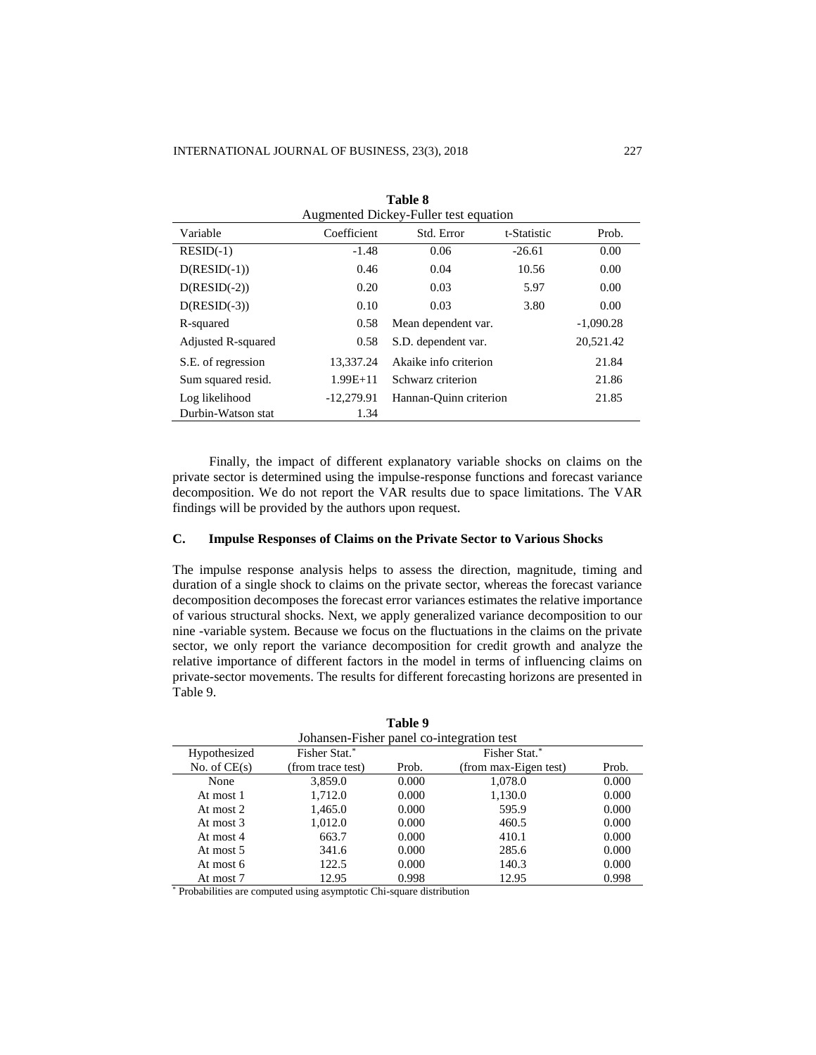**Table 8**
Augmented Dickey-Fuller test equation

| Variable | Coefficient | Std. Error | t-Statistic | Prob. |
|---|---|---|---|---|
| RESID(-1) | -1.48 | 0.06 | -26.61 | 0.00 |
| D(RESID(-1)) | 0.46 | 0.04 | 10.56 | 0.00 |
| D(RESID(-2)) | 0.20 | 0.03 | 5.97 | 0.00 |
| D(RESID(-3)) | 0.10 | 0.03 | 3.80 | 0.00 |
| R-squared | 0.58 | Mean dependent var. | | -1,090.28 |
| Adjusted R-squared | 0.58 | S.D. dependent var. | | 20,521.42 |
| S.E. of regression | 13,337.24 | Akaike info criterion | | 21.84 |
| Sum squared resid. | 1.99E+11 | Schwarz criterion | | 21.86 |
| Log likelihood | -12,279.91 | Hannan-Quinn criterion | | 21.85 |
| Durbin-Watson stat | 1.34 | | | |

Finally, the impact of different explanatory variable shocks on claims on the private sector is determined using the impulse-response functions and forecast variance decomposition. We do not report the VAR results due to space limitations. The VAR findings will be provided by the authors upon request.

### C. Impulse Responses of Claims on the Private Sector to Various Shocks

The impulse response analysis helps to assess the direction, magnitude, timing and duration of a single shock to claims on the private sector, whereas the forecast variance decomposition decomposes the forecast error variances estimates the relative importance of various structural shocks. Next, we apply generalized variance decomposition to our nine -variable system. Because we focus on the fluctuations in the claims on the private sector, we only report the variance decomposition for credit growth and analyze the relative importance of different factors in the model in terms of influencing claims on private-sector movements. The results for different forecasting horizons are presented in Table 9.

**Table 9**
Johansen-Fisher panel co-integration test

| Hypothesized No. of CE(s) | Fisher Stat.* (from trace test) | Prob. | Fisher Stat.* (from max-Eigen test) | Prob. |
|---|---|---|---|---|
| None | 3,859.0 | 0.000 | 1,078.0 | 0.000 |
| At most 1 | 1,712.0 | 0.000 | 1,130.0 | 0.000 |
| At most 2 | 1,465.0 | 0.000 | 595.9 | 0.000 |
| At most 3 | 1,012.0 | 0.000 | 460.5 | 0.000 |
| At most 4 | 663.7 | 0.000 | 410.1 | 0.000 |
| At most 5 | 341.6 | 0.000 | 285.6 | 0.000 |
| At most 6 | 122.5 | 0.000 | 140.3 | 0.000 |
| At most 7 | 12.95 | 0.998 | 12.95 | 0.998 |

* Probabilities are computed using asymptotic Chi-square distribution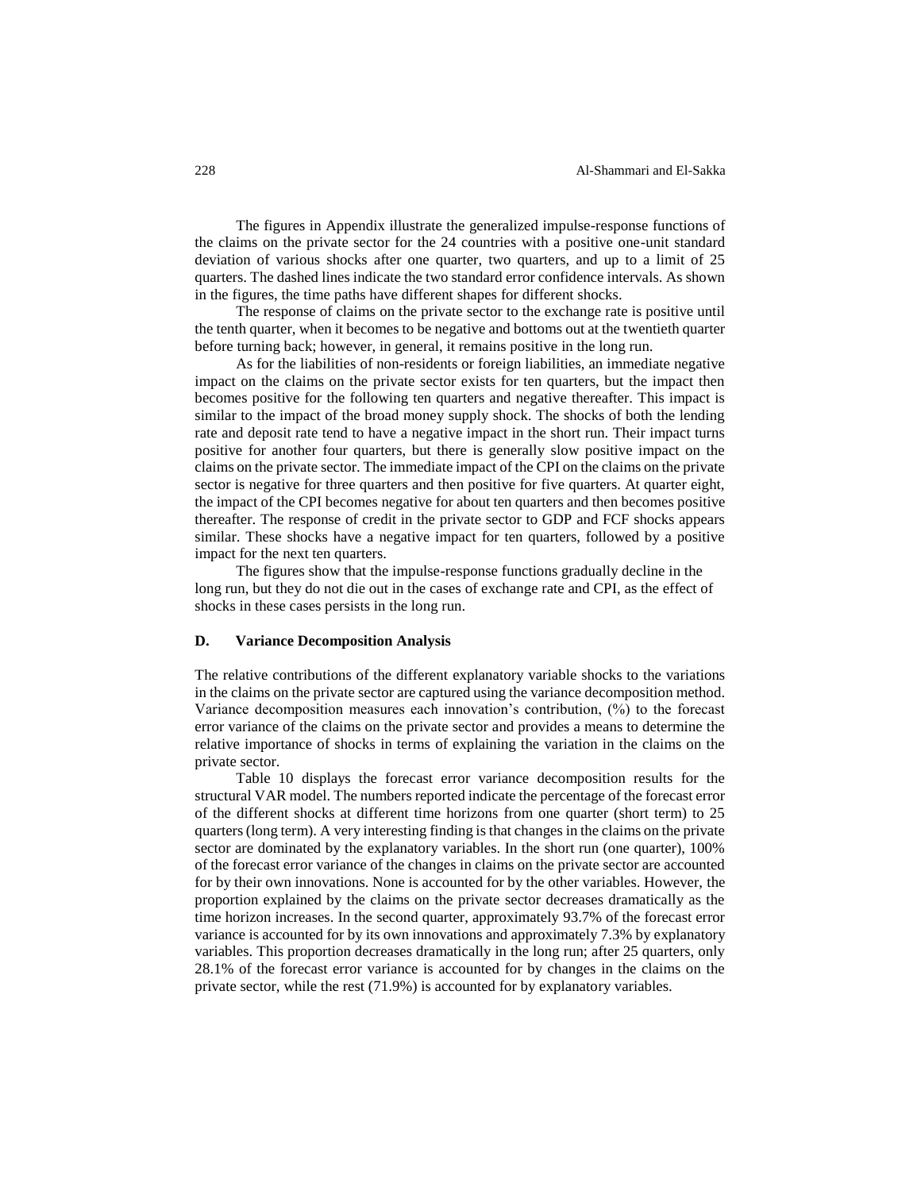The figures in Appendix illustrate the generalized impulse-response functions of the claims on the private sector for the 24 countries with a positive one-unit standard deviation of various shocks after one quarter, two quarters, and up to a limit of 25 quarters. The dashed lines indicate the two standard error confidence intervals. As shown in the figures, the time paths have different shapes for different shocks.

The response of claims on the private sector to the exchange rate is positive until the tenth quarter, when it becomes to be negative and bottoms out at the twentieth quarter before turning back; however, in general, it remains positive in the long run.

As for the liabilities of non-residents or foreign liabilities, an immediate negative impact on the claims on the private sector exists for ten quarters, but the impact then becomes positive for the following ten quarters and negative thereafter. This impact is similar to the impact of the broad money supply shock. The shocks of both the lending rate and deposit rate tend to have a negative impact in the short run. Their impact turns positive for another four quarters, but there is generally slow positive impact on the claims on the private sector. The immediate impact of the CPI on the claims on the private sector is negative for three quarters and then positive for five quarters. At quarter eight, the impact of the CPI becomes negative for about ten quarters and then becomes positive thereafter. The response of credit in the private sector to GDP and FCF shocks appears similar. These shocks have a negative impact for ten quarters, followed by a positive impact for the next ten quarters.

The figures show that the impulse-response functions gradually decline in the long run, but they do not die out in the cases of exchange rate and CPI, as the effect of shocks in these cases persists in the long run.

## D. Variance Decomposition Analysis

The relative contributions of the different explanatory variable shocks to the variations in the claims on the private sector are captured using the variance decomposition method. Variance decomposition measures each innovation's contribution, (%) to the forecast error variance of the claims on the private sector and provides a means to determine the relative importance of shocks in terms of explaining the variation in the claims on the private sector.

Table 10 displays the forecast error variance decomposition results for the structural VAR model. The numbers reported indicate the percentage of the forecast error of the different shocks at different time horizons from one quarter (short term) to 25 quarters (long term). A very interesting finding is that changes in the claims on the private sector are dominated by the explanatory variables. In the short run (one quarter), 100% of the forecast error variance of the changes in claims on the private sector are accounted for by their own innovations. None is accounted for by the other variables. However, the proportion explained by the claims on the private sector decreases dramatically as the time horizon increases. In the second quarter, approximately 93.7% of the forecast error variance is accounted for by its own innovations and approximately 7.3% by explanatory variables. This proportion decreases dramatically in the long run; after 25 quarters, only 28.1% of the forecast error variance is accounted for by changes in the claims on the private sector, while the rest (71.9%) is accounted for by explanatory variables.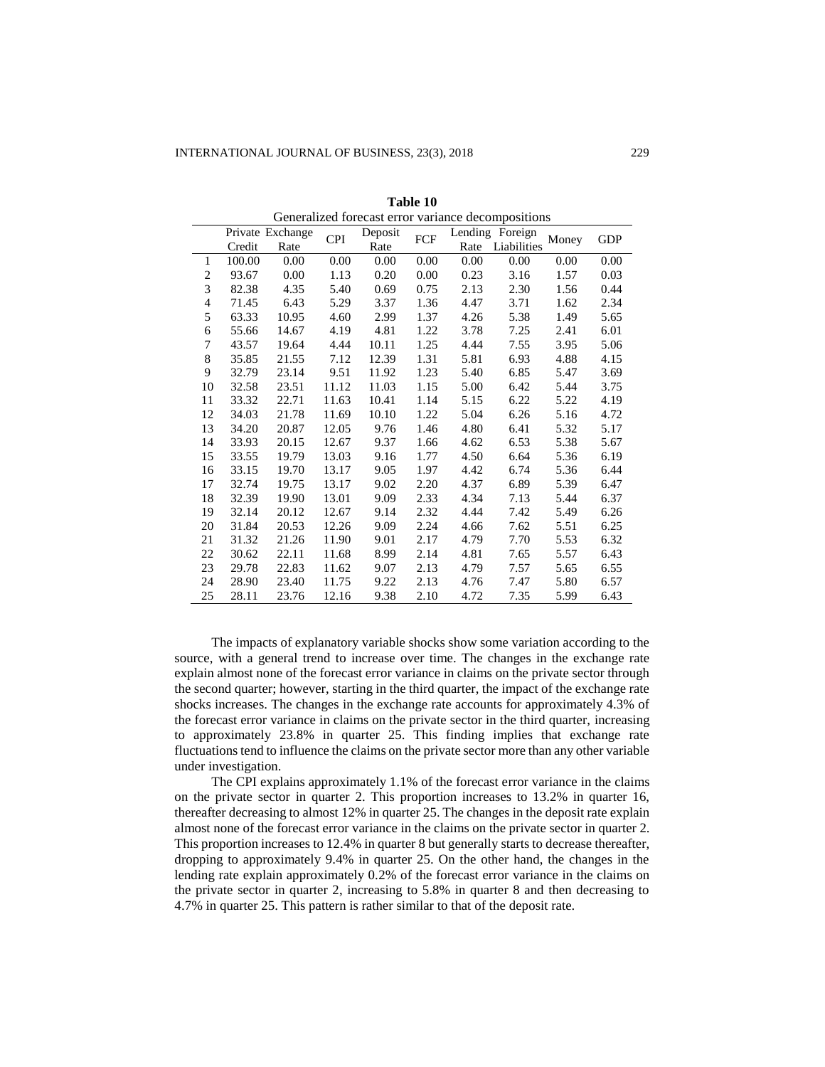**Table 10**

Generalized forecast error variance decompositions

| | Private Credit | Exchange Rate | CPI | Deposit Rate | FCF | Lending Rate | Foreign Liabilities | Money | GDP |
|---|---|---|---|---|---|---|---|---|---|
| 1 | 100.00 | 0.00 | 0.00 | 0.00 | 0.00 | 0.00 | 0.00 | 0.00 | 0.00 |
| 2 | 93.67 | 0.00 | 1.13 | 0.20 | 0.00 | 0.23 | 3.16 | 1.57 | 0.03 |
| 3 | 82.38 | 4.35 | 5.40 | 0.69 | 0.75 | 2.13 | 2.30 | 1.56 | 0.44 |
| 4 | 71.45 | 6.43 | 5.29 | 3.37 | 1.36 | 4.47 | 3.71 | 1.62 | 2.34 |
| 5 | 63.33 | 10.95 | 4.60 | 2.99 | 1.37 | 4.26 | 5.38 | 1.49 | 5.65 |
| 6 | 55.66 | 14.67 | 4.19 | 4.81 | 1.22 | 3.78 | 7.25 | 2.41 | 6.01 |
| 7 | 43.57 | 19.64 | 4.44 | 10.11 | 1.25 | 4.44 | 7.55 | 3.95 | 5.06 |
| 8 | 35.85 | 21.55 | 7.12 | 12.39 | 1.31 | 5.81 | 6.93 | 4.88 | 4.15 |
| 9 | 32.79 | 23.14 | 9.51 | 11.92 | 1.23 | 5.40 | 6.85 | 5.47 | 3.69 |
| 10 | 32.58 | 23.51 | 11.12 | 11.03 | 1.15 | 5.00 | 6.42 | 5.44 | 3.75 |
| 11 | 33.32 | 22.71 | 11.63 | 10.41 | 1.14 | 5.15 | 6.22 | 5.22 | 4.19 |
| 12 | 34.03 | 21.78 | 11.69 | 10.10 | 1.22 | 5.04 | 6.26 | 5.16 | 4.72 |
| 13 | 34.20 | 20.87 | 12.05 | 9.76 | 1.46 | 4.80 | 6.41 | 5.32 | 5.17 |
| 14 | 33.93 | 20.15 | 12.67 | 9.37 | 1.66 | 4.62 | 6.53 | 5.38 | 5.67 |
| 15 | 33.55 | 19.79 | 13.03 | 9.16 | 1.77 | 4.50 | 6.64 | 5.36 | 6.19 |
| 16 | 33.15 | 19.70 | 13.17 | 9.05 | 1.97 | 4.42 | 6.74 | 5.36 | 6.44 |
| 17 | 32.74 | 19.75 | 13.17 | 9.02 | 2.20 | 4.37 | 6.89 | 5.39 | 6.47 |
| 18 | 32.39 | 19.90 | 13.01 | 9.09 | 2.33 | 4.34 | 7.13 | 5.44 | 6.37 |
| 19 | 32.14 | 20.12 | 12.67 | 9.14 | 2.32 | 4.44 | 7.42 | 5.49 | 6.26 |
| 20 | 31.84 | 20.53 | 12.26 | 9.09 | 2.24 | 4.66 | 7.62 | 5.51 | 6.25 |
| 21 | 31.32 | 21.26 | 11.90 | 9.01 | 2.17 | 4.79 | 7.70 | 5.53 | 6.32 |
| 22 | 30.62 | 22.11 | 11.68 | 8.99 | 2.14 | 4.81 | 7.65 | 5.57 | 6.43 |
| 23 | 29.78 | 22.83 | 11.62 | 9.07 | 2.13 | 4.79 | 7.57 | 5.65 | 6.55 |
| 24 | 28.90 | 23.40 | 11.75 | 9.22 | 2.13 | 4.76 | 7.47 | 5.80 | 6.57 |
| 25 | 28.11 | 23.76 | 12.16 | 9.38 | 2.10 | 4.72 | 7.35 | 5.99 | 6.43 |

The impacts of explanatory variable shocks show some variation according to the source, with a general trend to increase over time. The changes in the exchange rate explain almost none of the forecast error variance in claims on the private sector through the second quarter; however, starting in the third quarter, the impact of the exchange rate shocks increases. The changes in the exchange rate accounts for approximately 4.3% of the forecast error variance in claims on the private sector in the third quarter, increasing to approximately 23.8% in quarter 25. This finding implies that exchange rate fluctuations tend to influence the claims on the private sector more than any other variable under investigation.

The CPI explains approximately 1.1% of the forecast error variance in the claims on the private sector in quarter 2. This proportion increases to 13.2% in quarter 16, thereafter decreasing to almost 12% in quarter 25. The changes in the deposit rate explain almost none of the forecast error variance in the claims on the private sector in quarter 2. This proportion increases to 12.4% in quarter 8 but generally starts to decrease thereafter, dropping to approximately 9.4% in quarter 25. On the other hand, the changes in the lending rate explain approximately 0.2% of the forecast error variance in the claims on the private sector in quarter 2, increasing to 5.8% in quarter 8 and then decreasing to 4.7% in quarter 25. This pattern is rather similar to that of the deposit rate.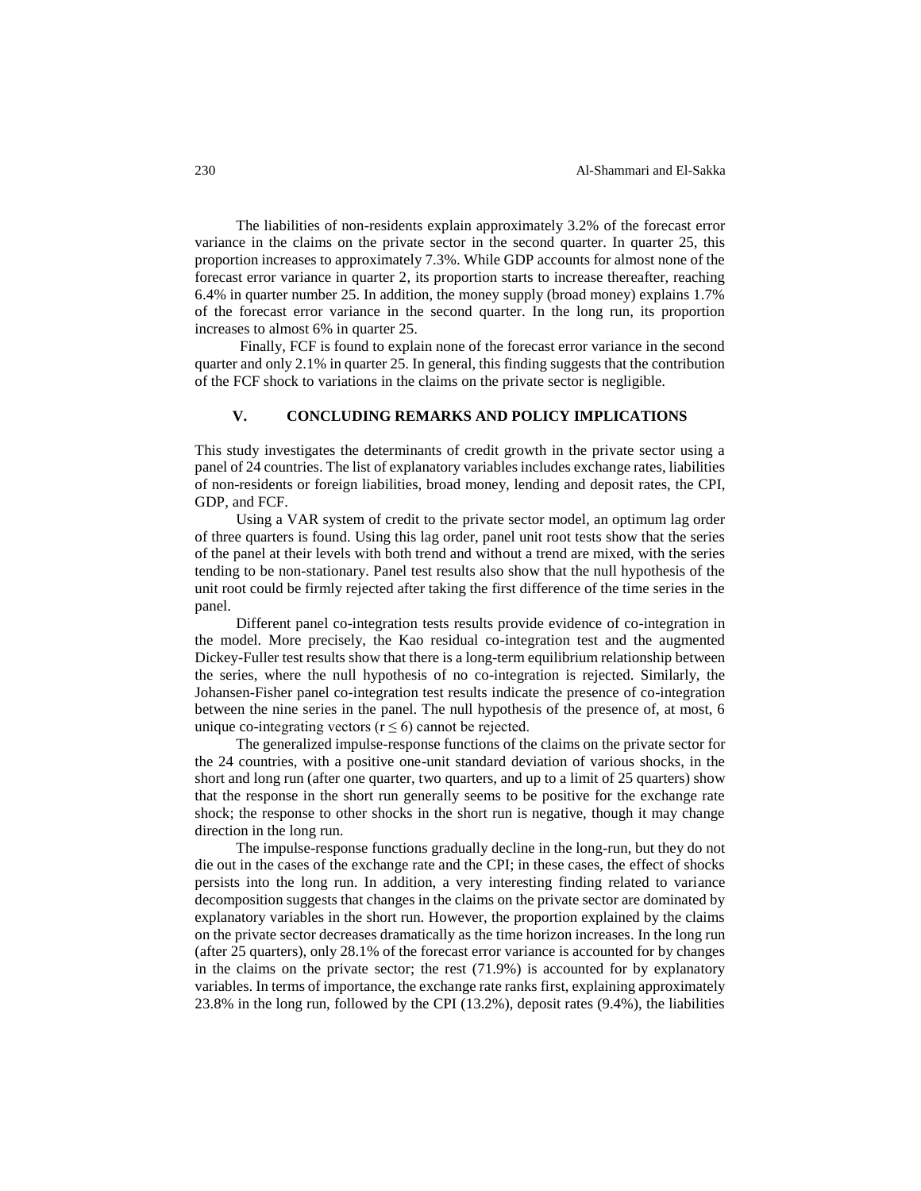The liabilities of non-residents explain approximately 3.2% of the forecast error variance in the claims on the private sector in the second quarter. In quarter 25, this proportion increases to approximately 7.3%. While GDP accounts for almost none of the forecast error variance in quarter 2, its proportion starts to increase thereafter, reaching 6.4% in quarter number 25. In addition, the money supply (broad money) explains 1.7% of the forecast error variance in the second quarter. In the long run, its proportion increases to almost 6% in quarter 25.

Finally, FCF is found to explain none of the forecast error variance in the second quarter and only 2.1% in quarter 25. In general, this finding suggests that the contribution of the FCF shock to variations in the claims on the private sector is negligible.

## V. CONCLUDING REMARKS AND POLICY IMPLICATIONS

This study investigates the determinants of credit growth in the private sector using a panel of 24 countries. The list of explanatory variables includes exchange rates, liabilities of non-residents or foreign liabilities, broad money, lending and deposit rates, the CPI, GDP, and FCF.

Using a VAR system of credit to the private sector model, an optimum lag order of three quarters is found. Using this lag order, panel unit root tests show that the series of the panel at their levels with both trend and without a trend are mixed, with the series tending to be non-stationary. Panel test results also show that the null hypothesis of the unit root could be firmly rejected after taking the first difference of the time series in the panel.

Different panel co-integration tests results provide evidence of co-integration in the model. More precisely, the Kao residual co-integration test and the augmented Dickey-Fuller test results show that there is a long-term equilibrium relationship between the series, where the null hypothesis of no co-integration is rejected. Similarly, the Johansen-Fisher panel co-integration test results indicate the presence of co-integration between the nine series in the panel. The null hypothesis of the presence of, at most, 6 unique co-integrating vectors ($r \leq 6$) cannot be rejected.

The generalized impulse-response functions of the claims on the private sector for the 24 countries, with a positive one-unit standard deviation of various shocks, in the short and long run (after one quarter, two quarters, and up to a limit of 25 quarters) show that the response in the short run generally seems to be positive for the exchange rate shock; the response to other shocks in the short run is negative, though it may change direction in the long run.

The impulse-response functions gradually decline in the long-run, but they do not die out in the cases of the exchange rate and the CPI; in these cases, the effect of shocks persists into the long run. In addition, a very interesting finding related to variance decomposition suggests that changes in the claims on the private sector are dominated by explanatory variables in the short run. However, the proportion explained by the claims on the private sector decreases dramatically as the time horizon increases. In the long run (after 25 quarters), only 28.1% of the forecast error variance is accounted for by changes in the claims on the private sector; the rest (71.9%) is accounted for by explanatory variables. In terms of importance, the exchange rate ranks first, explaining approximately 23.8% in the long run, followed by the CPI (13.2%), deposit rates (9.4%), the liabilities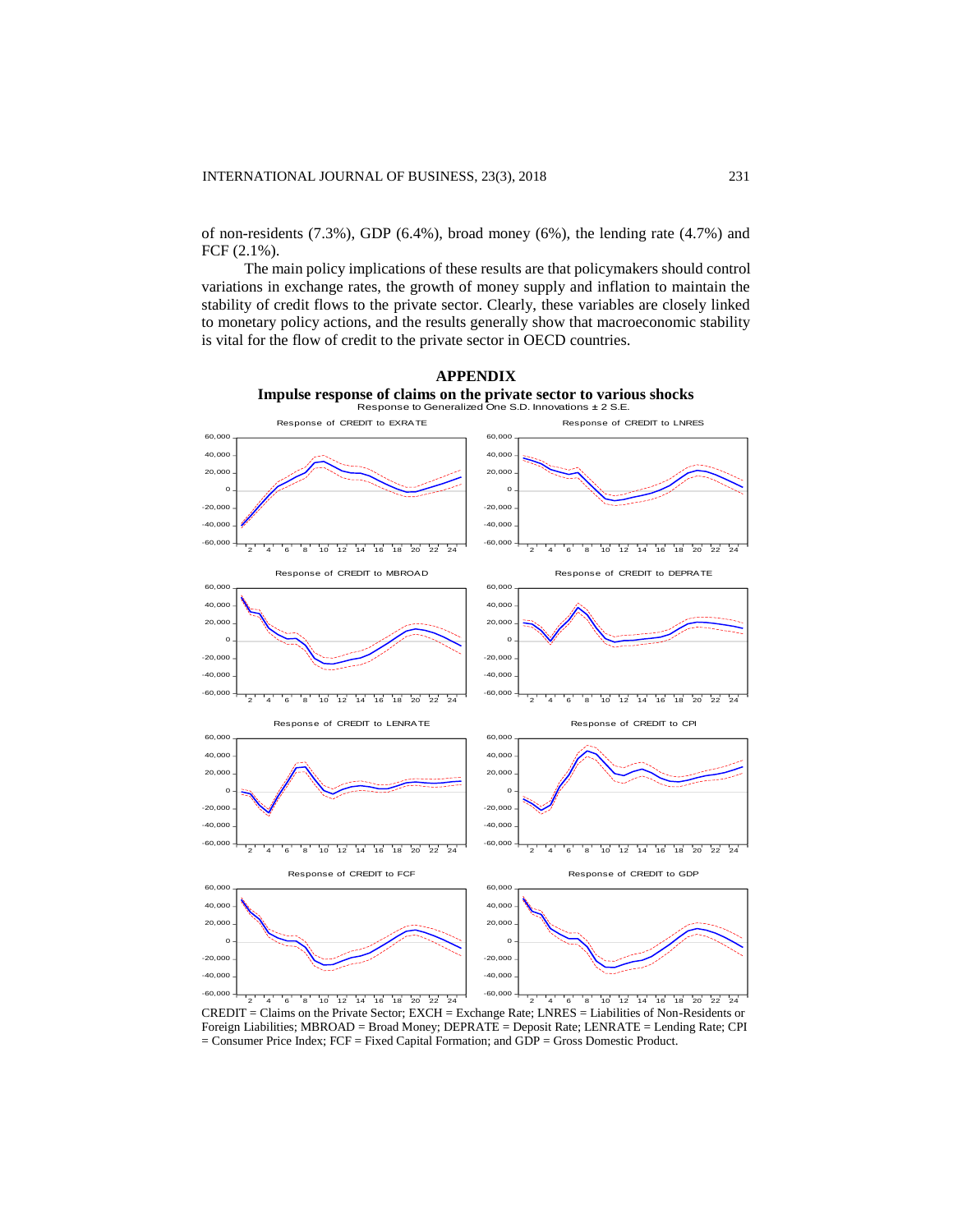of non-residents (7.3%), GDP (6.4%), broad money (6%), the lending rate (4.7%) and FCF (2.1%).

The main policy implications of these results are that policymakers should control variations in exchange rates, the growth of money supply and inflation to maintain the stability of credit flows to the private sector. Clearly, these variables are closely linked to monetary policy actions, and the results generally show that macroeconomic stability is vital for the flow of credit to the private sector in OECD countries.

## APPENDIX

### Impulse response of claims on the private sector to various shocks

Response to Generalized One S.D. Innovations ± 2 S.E.

Response of CREDIT to EXRATE

Response of CREDIT to LNRES

Response of CREDIT to MBROAD

Response of CREDIT to DEPRATE

Response of CREDIT to LENRATE

Response of CREDIT to CPI

Response of CREDIT to FCF

Response of CREDIT to GDP

CREDIT = Claims on the Private Sector; EXCH = Exchange Rate; LNRES = Liabilities of Non-Residents or Foreign Liabilities; MBROAD = Broad Money; DEPRATE = Deposit Rate; LENRATE = Lending Rate; CPI = Consumer Price Index; FCF = Fixed Capital Formation; and GDP = Gross Domestic Product.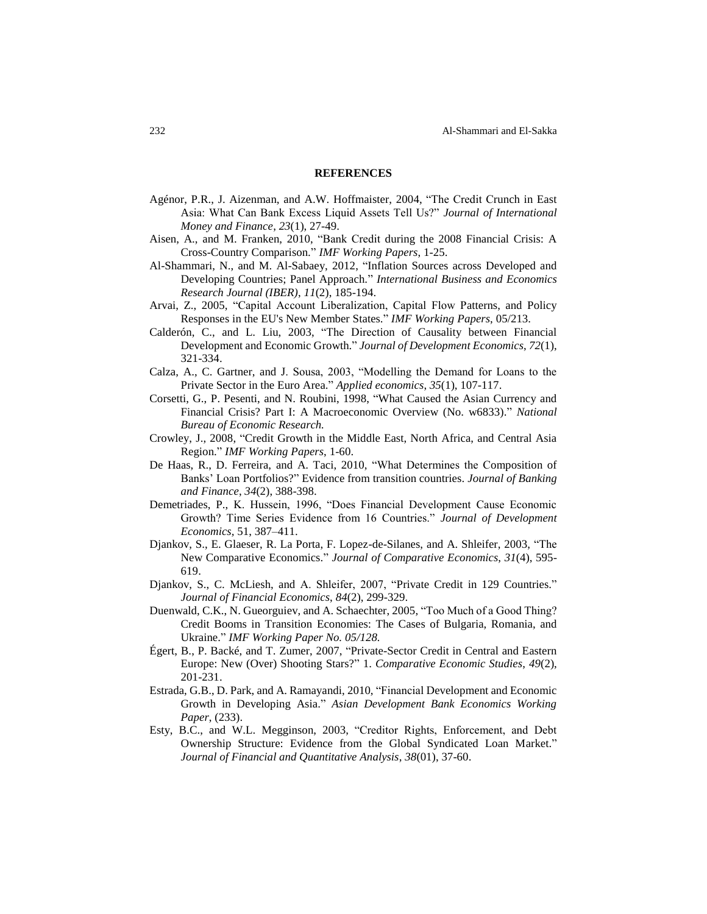## REFERENCES

Agénor, P.R., J. Aizenman, and A.W. Hoffmaister, 2004, "The Credit Crunch in East Asia: What Can Bank Excess Liquid Assets Tell Us?" *Journal of International Money and Finance*, *23*(1), 27-49.

Aisen, A., and M. Franken, 2010, "Bank Credit during the 2008 Financial Crisis: A Cross-Country Comparison." *IMF Working Papers*, 1-25.

Al-Shammari, N., and M. Al-Sabaey, 2012, "Inflation Sources across Developed and Developing Countries; Panel Approach." *International Business and Economics Research Journal (IBER)*, *11*(2), 185-194.

Arvai, Z., 2005, "Capital Account Liberalization, Capital Flow Patterns, and Policy Responses in the EU's New Member States." *IMF Working Papers*, 05/213.

Calderón, C., and L. Liu, 2003, "The Direction of Causality between Financial Development and Economic Growth." *Journal of Development Economics*, *72*(1), 321-334.

Calza, A., C. Gartner, and J. Sousa, 2003, "Modelling the Demand for Loans to the Private Sector in the Euro Area." *Applied economics*, *35*(1), 107-117.

Corsetti, G., P. Pesenti, and N. Roubini, 1998, "What Caused the Asian Currency and Financial Crisis? Part I: A Macroeconomic Overview (No. w6833)." *National Bureau of Economic Research.*

Crowley, J., 2008, "Credit Growth in the Middle East, North Africa, and Central Asia Region." *IMF Working Papers*, 1-60.

De Haas, R., D. Ferreira, and A. Taci, 2010, "What Determines the Composition of Banks' Loan Portfolios?" Evidence from transition countries. *Journal of Banking and Finance*, *34*(2), 388-398.

Demetriades, P., K. Hussein, 1996, "Does Financial Development Cause Economic Growth? Time Series Evidence from 16 Countries." *Journal of Development Economics,* 51, 387–411.

Djankov, S., E. Glaeser, R. La Porta, F. Lopez-de-Silanes, and A. Shleifer, 2003, "The New Comparative Economics." *Journal of Comparative Economics*, *31*(4), 595-619.

Djankov, S., C. McLiesh, and A. Shleifer, 2007, "Private Credit in 129 Countries." *Journal of Financial Economics*, *84*(2), 299-329.

Duenwald, C.K., N. Gueorguiev, and A. Schaechter, 2005, "Too Much of a Good Thing? Credit Booms in Transition Economies: The Cases of Bulgaria, Romania, and Ukraine." *IMF Working Paper No. 05/128.*

Égert, B., P. Backé, and T. Zumer, 2007, "Private-Sector Credit in Central and Eastern Europe: New (Over) Shooting Stars?" 1. *Comparative Economic Studies*, *49*(2), 201-231.

Estrada, G.B., D. Park, and A. Ramayandi, 2010, "Financial Development and Economic Growth in Developing Asia." *Asian Development Bank Economics Working Paper*, (233).

Esty, B.C., and W.L. Megginson, 2003, "Creditor Rights, Enforcement, and Debt Ownership Structure: Evidence from the Global Syndicated Loan Market." *Journal of Financial and Quantitative Analysis*, *38*(01), 37-60.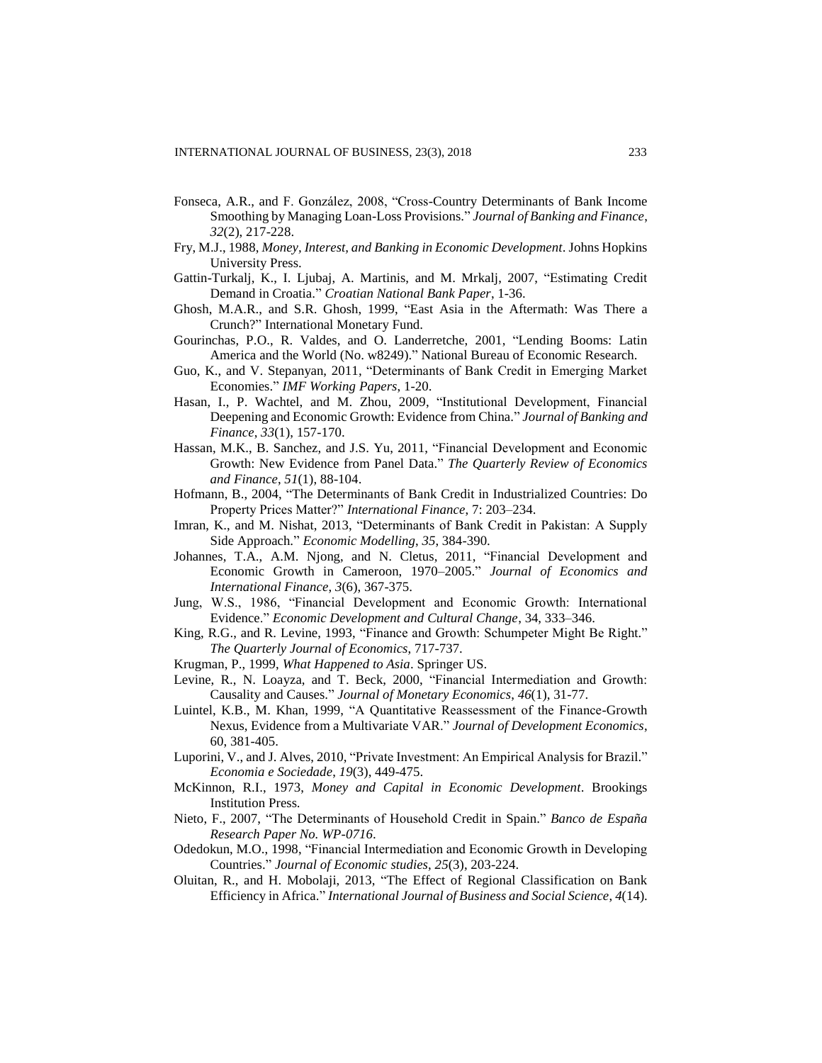Fonseca, A.R., and F. González, 2008, "Cross-Country Determinants of Bank Income Smoothing by Managing Loan-Loss Provisions." *Journal of Banking and Finance*, *32*(2), 217-228.

Fry, M.J., 1988, *Money, Interest, and Banking in Economic Development*. Johns Hopkins University Press.

Gattin-Turkalj, K., I. Ljubaj, A. Martinis, and M. Mrkalj, 2007, "Estimating Credit Demand in Croatia." *Croatian National Bank Paper*, 1-36.

Ghosh, M.A.R., and S.R. Ghosh, 1999, "East Asia in the Aftermath: Was There a Crunch?" International Monetary Fund.

Gourinchas, P.O., R. Valdes, and O. Landerretche, 2001, "Lending Booms: Latin America and the World (No. w8249)." National Bureau of Economic Research.

Guo, K., and V. Stepanyan, 2011, "Determinants of Bank Credit in Emerging Market Economies." *IMF Working Papers*, 1-20.

Hasan, I., P. Wachtel, and M. Zhou, 2009, "Institutional Development, Financial Deepening and Economic Growth: Evidence from China." *Journal of Banking and Finance*, *33*(1), 157-170.

Hassan, M.K., B. Sanchez, and J.S. Yu, 2011, "Financial Development and Economic Growth: New Evidence from Panel Data." *The Quarterly Review of Economics and Finance*, *51*(1), 88-104.

Hofmann, B., 2004, "The Determinants of Bank Credit in Industrialized Countries: Do Property Prices Matter?" *International Finance*, 7: 203–234.

Imran, K., and M. Nishat, 2013, "Determinants of Bank Credit in Pakistan: A Supply Side Approach." *Economic Modelling*, *35*, 384-390.

Johannes, T.A., A.M. Njong, and N. Cletus, 2011, "Financial Development and Economic Growth in Cameroon, 1970–2005." *Journal of Economics and International Finance*, *3*(6), 367-375.

Jung, W.S., 1986, "Financial Development and Economic Growth: International Evidence." *Economic Development and Cultural Change*, 34, 333–346.

King, R.G., and R. Levine, 1993, "Finance and Growth: Schumpeter Might Be Right." *The Quarterly Journal of Economics*, 717-737.

Krugman, P., 1999, *What Happened to Asia*. Springer US.

Levine, R., N. Loayza, and T. Beck, 2000, "Financial Intermediation and Growth: Causality and Causes." *Journal of Monetary Economics*, *46*(1), 31-77.

Luintel, K.B., M. Khan, 1999, "A Quantitative Reassessment of the Finance-Growth Nexus, Evidence from a Multivariate VAR." *Journal of Development Economics*, 60, 381-405.

Luporini, V., and J. Alves, 2010, "Private Investment: An Empirical Analysis for Brazil." *Economia e Sociedade*, *19*(3), 449-475.

McKinnon, R.I., 1973, *Money and Capital in Economic Development*. Brookings Institution Press.

Nieto, F., 2007, "The Determinants of Household Credit in Spain." *Banco de España Research Paper No. WP-0716*.

Odedokun, M.O., 1998, "Financial Intermediation and Economic Growth in Developing Countries." *Journal of Economic studies*, *25*(3), 203-224.

Oluitan, R., and H. Mobolaji, 2013, "The Effect of Regional Classification on Bank Efficiency in Africa." *International Journal of Business and Social Science*, *4*(14).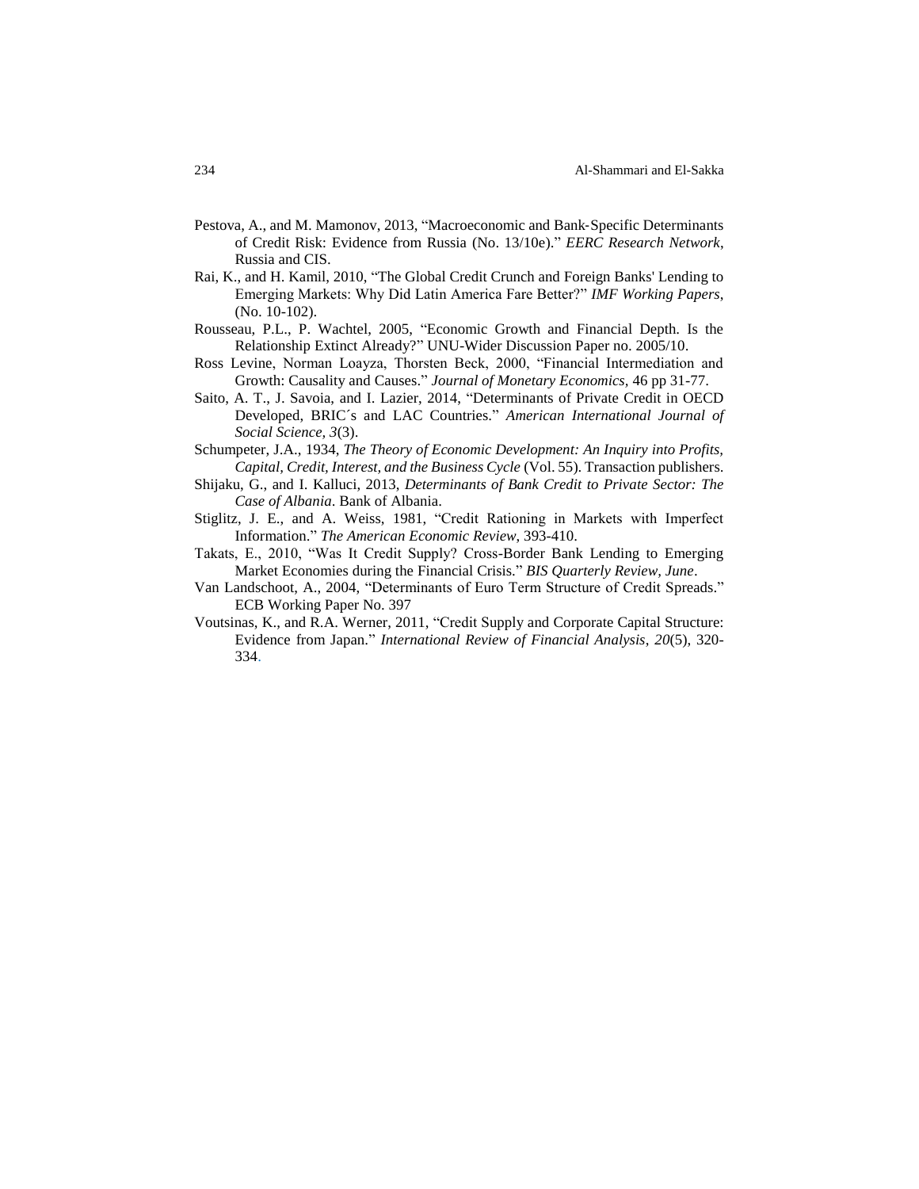Pestova, A., and M. Mamonov, 2013, “Macroeconomic and Bank‐Specific Determinants of Credit Risk: Evidence from Russia (No. 13/10e).” *EERC Research Network*, Russia and CIS.

Rai, K., and H. Kamil, 2010, “The Global Credit Crunch and Foreign Banks' Lending to Emerging Markets: Why Did Latin America Fare Better?” *IMF Working Papers*, (No. 10-102).

Rousseau, P.L., P. Wachtel, 2005, “Economic Growth and Financial Depth. Is the Relationship Extinct Already?” UNU-Wider Discussion Paper no. 2005/10.

Ross Levine, Norman Loayza, Thorsten Beck, 2000, “Financial Intermediation and Growth: Causality and Causes.” *Journal of Monetary Economics*, 46 pp 31-77.

Saito, A. T., J. Savoia, and I. Lazier, 2014, “Determinants of Private Credit in OECD Developed, BRIC´s and LAC Countries.” *American International Journal of Social Science, 3*(3).

Schumpeter, J.A., 1934, *The Theory of Economic Development: An Inquiry into Profits, Capital, Credit, Interest, and the Business Cycle* (Vol. 55). Transaction publishers.

Shijaku, G., and I. Kalluci, 2013, *Determinants of Bank Credit to Private Sector: The Case of Albania*. Bank of Albania.

Stiglitz, J. E., and A. Weiss, 1981, “Credit Rationing in Markets with Imperfect Information.” *The American Economic Review*, 393-410.

Takats, E., 2010, “Was It Credit Supply? Cross-Border Bank Lending to Emerging Market Economies during the Financial Crisis.” *BIS Quarterly Review, June*.

Van Landschoot, A., 2004, “Determinants of Euro Term Structure of Credit Spreads.” ECB Working Paper No. 397

Voutsinas, K., and R.A. Werner, 2011, “Credit Supply and Corporate Capital Structure: Evidence from Japan.” *International Review of Financial Analysis*, *20*(5), 320-334.